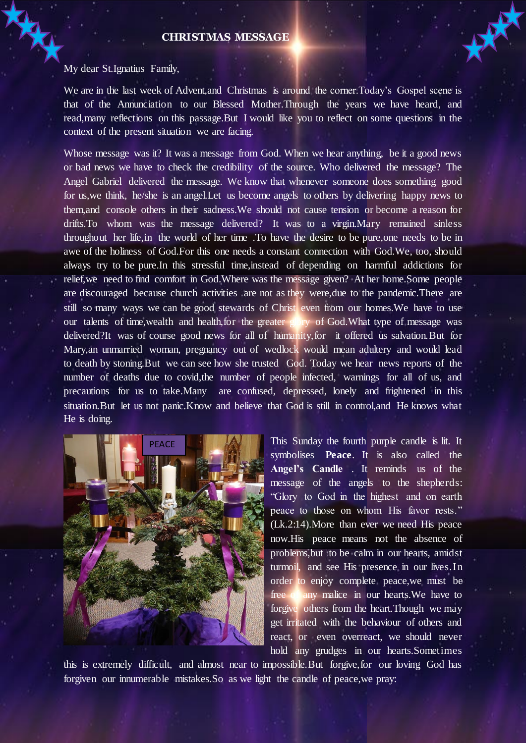# CHRISTMAS MESSAGE

My dear St.Ignatius Family,

We are in the last week of Advent,and Christmas is around the corner.Today's Gospel scene is that of the Annunciation to our Blessed Mother.Through the years we have heard, and read,many reflections on this passage.But I would like you to reflect on some questions in the context of the present situation we are facing.

Whose message was it? It was a message from God. When we hear anything, be it a good news or bad news we have to check the credibility of the source. Who delivered the message? The Angel Gabriel delivered the message. We know that whenever someone does something good for us,we think, he/she is an angel.Let us become angels to others by delivering happy news to them,and console others in their sadness.We should not cause tension or become a reason for drifts.To whom was the message delivered? It was to a virgin.Mary remained sinless throughout her life,in the world of her time .To have the desire to be pure,one needs to be in awe of the holiness of God.For this one needs a constant connection with God.We, too, should always try to be pure.In this stressful time,instead of depending on harmful addictions for relief,we need to find comfort in God.Where was the message given? At her home.Some people are discouraged because church activities are not as they were,due to the pandemic.There are still so many ways we can be good stewards of Christ even from our homes.We have to use our talents of time,wealth and health,for the greater glory of God.What type of message was delivered?It was of course good news for all of humanity,for it offered us salvation.But for Mary,an unmarried woman, pregnancy out of wedlock would mean adultery and would lead to death by stoning.But we can see how she trusted God. Today we hear news reports of the number of deaths due to covid,the number of people infected, warnings for all of us, and precautions for us to take.Many are confused, depressed, lonely and frightened in this situation.But let us not panic.Know and believe that God is still in control,and He knows what He is doing.

PEACE

This Sunday the fourth purple candle is lit. It symbolises **Peace**. It is also called the **Angel's Candle** . It reminds us of the message of the angels to the shepherds: "Glory to God in the highest and on earth peace to those on whom His favor rests." (Lk.2:14).More than ever we need His peace now.His peace means not the absence of problems,but to be calm in our hearts, amidst turmoil, and see His presence in our lives.In order to enjoy complete peace,we must be free of any malice in our hearts.We have to forgive others from the heart.Though we may get irritated with the behaviour of others and react, or even overreact, we should never hold any grudges in our hearts.Sometimes this is extremely difficult, and almost near to impossible.But forgive,for our loving God has forgiven our innumerable mistakes.So as we light the candle of peace,we pray: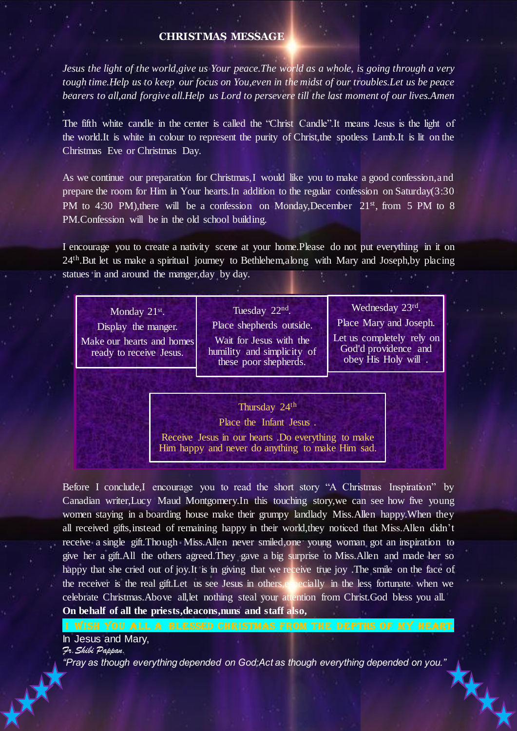**CHRISTMAS MESSAGE**

*Jesus the light of the world,give us Your peace.The world as a whole, is going through a very tough time.Help us to keep our focus on You,even in the midst of our troubles.Let us be peace bearers to all,and forgive all.Help us Lord to persevere till the last moment of our lives.Amen*

.

The fifth white candle in the center is called the "Christ Candle".It means Jesus is the light of the world.It is white in colour to represent the purity of Christ,the spotless Lamb.It is lit on the Christmas Eve or Christmas Day.

As we continue our preparation for Christmas,I would like you to make a good confession,and prepare the room for Him in Your hearts.In addition to the regular confession on Saturday(3:30 PM to 4:30 PM),there will be a confession on Monday,December 21st, from 5 PM to 8 PM.Confession will be in the old school building.

I encourage you to create a nativity scene at your home.Please do not put everything in it on 24th.But let us make a spiritual journey to Bethlehem,along with Mary and Joseph,by placing statues in and around the manger,day by day.

| | | |
|---|---|---|
| Monday 21st. Display the manger. Make our hearts and homes ready to receive Jesus. | Tuesday 22nd. Place shepherds outside. Wait for Jesus with the humility and simplicity of these poor shepherds. | Wednesday 23rd. Place Mary and Joseph. Let us completely rely on God'd providence and obey His Holy will . |

Thursday 24th
Place the Infant Jesus .
Receive Jesus in our hearts .Do everything to make Him happy and never do anything to make Him sad.

Before I conclude,I encourage you to read the short story "A Christmas Inspiration" by Canadian writer,Lucy Maud Montgomery.In this touching story,we can see how five young women staying in a boarding house make their grumpy landlady Miss.Allen happy.When they all received gifts,instead of remaining happy in their world,they noticed that Miss.Allen didn't receive a single gift.Though Miss.Allen never smiled,one young woman got an inspiration to give her a gift.All the others agreed.They gave a big surprise to Miss.Allen and made her so happy that she cried out of joy.It is in giving that we receive true joy .The smile on the face of the receiver is the real gift.Let us see Jesus in others,especially in the less fortunate when we celebrate Christmas.Above all,let nothing steal your attention from Christ.God bless you all.

**On behalf of all the priests,deacons,nuns and staff also,**

**I WISH YOU ALL A BLESSED CHRISTMAS FROM THE DEPTHS OF MY HEART.**

In Jesus and Mary,

*Fr.Shibi Pappan.*

*"Pray as though everything depended on God;Act as though everything depended on you."*